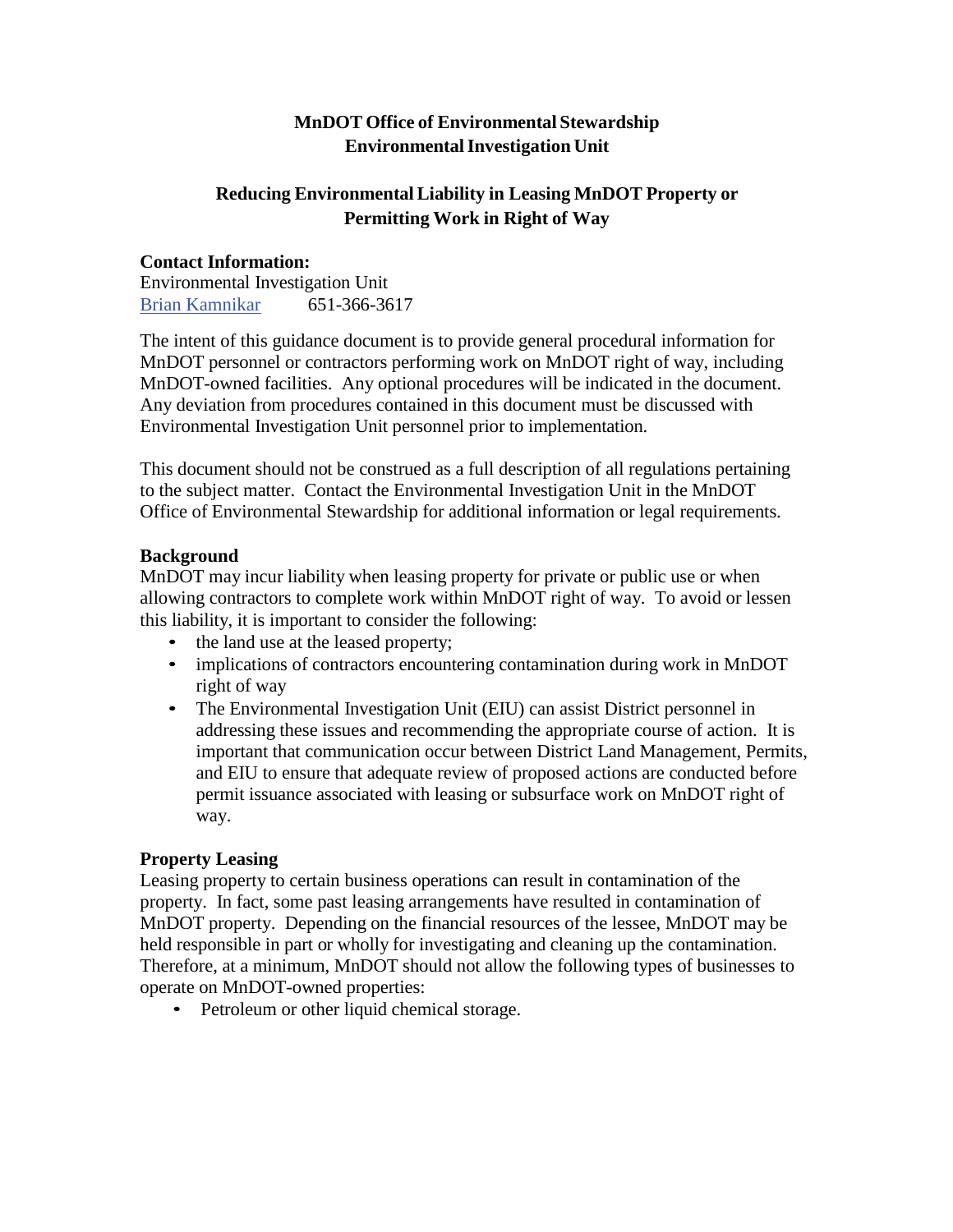**MnDOT Office of Environmental Stewardship**
**Environmental Investigation Unit**

# Reducing Environmental Liability in Leasing MnDOT Property or Permitting Work in Right of Way

**Contact Information:**
Environmental Investigation Unit
Brian Kamnikar 651-366-3617

The intent of this guidance document is to provide general procedural information for MnDOT personnel or contractors performing work on MnDOT right of way, including MnDOT-owned facilities. Any optional procedures will be indicated in the document. Any deviation from procedures contained in this document must be discussed with Environmental Investigation Unit personnel prior to implementation.

This document should not be construed as a full description of all regulations pertaining to the subject matter. Contact the Environmental Investigation Unit in the MnDOT Office of Environmental Stewardship for additional information or legal requirements.

## Background

MnDOT may incur liability when leasing property for private or public use or when allowing contractors to complete work within MnDOT right of way. To avoid or lessen this liability, it is important to consider the following:

- the land use at the leased property;
- implications of contractors encountering contamination during work in MnDOT right of way
- The Environmental Investigation Unit (EIU) can assist District personnel in addressing these issues and recommending the appropriate course of action. It is important that communication occur between District Land Management, Permits, and EIU to ensure that adequate review of proposed actions are conducted before permit issuance associated with leasing or subsurface work on MnDOT right of way.

## Property Leasing

Leasing property to certain business operations can result in contamination of the property. In fact, some past leasing arrangements have resulted in contamination of MnDOT property. Depending on the financial resources of the lessee, MnDOT may be held responsible in part or wholly for investigating and cleaning up the contamination. Therefore, at a minimum, MnDOT should not allow the following types of businesses to operate on MnDOT-owned properties:

- Petroleum or other liquid chemical storage.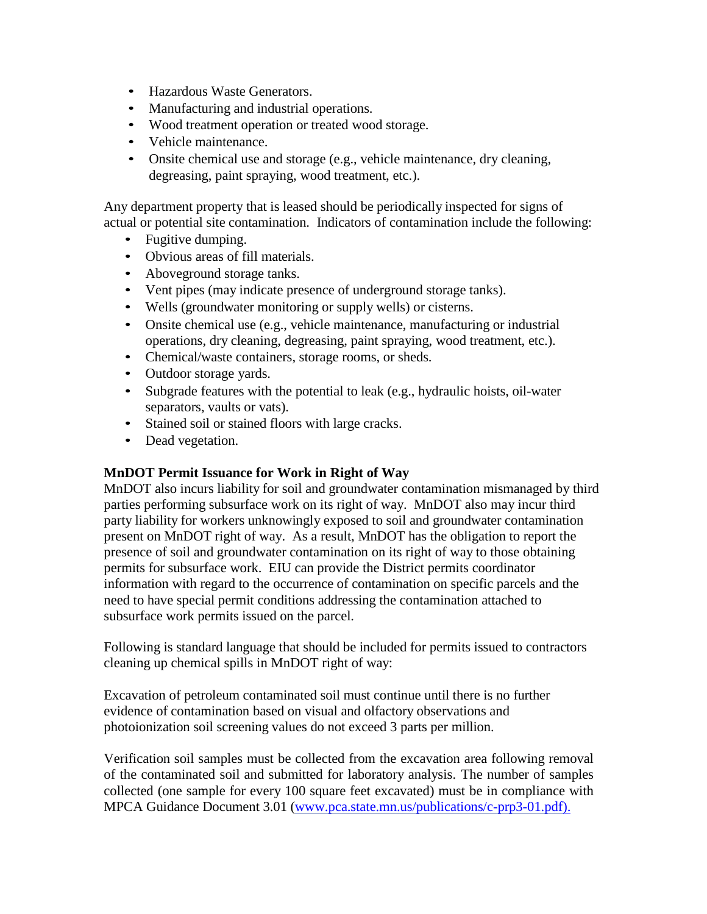- Hazardous Waste Generators.
- Manufacturing and industrial operations.
- Wood treatment operation or treated wood storage.
- Vehicle maintenance.
- Onsite chemical use and storage (e.g., vehicle maintenance, dry cleaning, degreasing, paint spraying, wood treatment, etc.).

Any department property that is leased should be periodically inspected for signs of actual or potential site contamination. Indicators of contamination include the following:

- Fugitive dumping.
- Obvious areas of fill materials.
- Aboveground storage tanks.
- Vent pipes (may indicate presence of underground storage tanks).
- Wells (groundwater monitoring or supply wells) or cisterns.
- Onsite chemical use (e.g., vehicle maintenance, manufacturing or industrial operations, dry cleaning, degreasing, paint spraying, wood treatment, etc.).
- Chemical/waste containers, storage rooms, or sheds.
- Outdoor storage yards.
- Subgrade features with the potential to leak (e.g., hydraulic hoists, oil-water separators, vaults or vats).
- Stained soil or stained floors with large cracks.
- Dead vegetation.

**MnDOT Permit Issuance for Work in Right of Way**

MnDOT also incurs liability for soil and groundwater contamination mismanaged by third parties performing subsurface work on its right of way. MnDOT also may incur third party liability for workers unknowingly exposed to soil and groundwater contamination present on MnDOT right of way. As a result, MnDOT has the obligation to report the presence of soil and groundwater contamination on its right of way to those obtaining permits for subsurface work. EIU can provide the District permits coordinator information with regard to the occurrence of contamination on specific parcels and the need to have special permit conditions addressing the contamination attached to subsurface work permits issued on the parcel.

Following is standard language that should be included for permits issued to contractors cleaning up chemical spills in MnDOT right of way:

Excavation of petroleum contaminated soil must continue until there is no further evidence of contamination based on visual and olfactory observations and photoionization soil screening values do not exceed 3 parts per million.

Verification soil samples must be collected from the excavation area following removal of the contaminated soil and submitted for laboratory analysis. The number of samples collected (one sample for every 100 square feet excavated) must be in compliance with MPCA Guidance Document 3.01 (www.pca.state.mn.us/publications/c-prp3-01.pdf).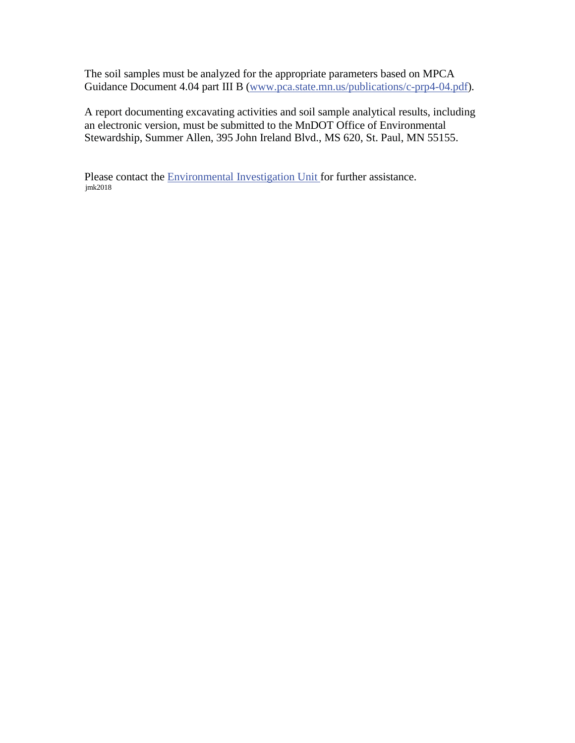The soil samples must be analyzed for the appropriate parameters based on MPCA Guidance Document 4.04 part III B (www.pca.state.mn.us/publications/c-prp4-04.pdf).

A report documenting excavating activities and soil sample analytical results, including an electronic version, must be submitted to the MnDOT Office of Environmental Stewardship, Summer Allen, 395 John Ireland Blvd., MS 620, St. Paul, MN 55155.

Please contact the Environmental Investigation Unit for further assistance.

jmk2018